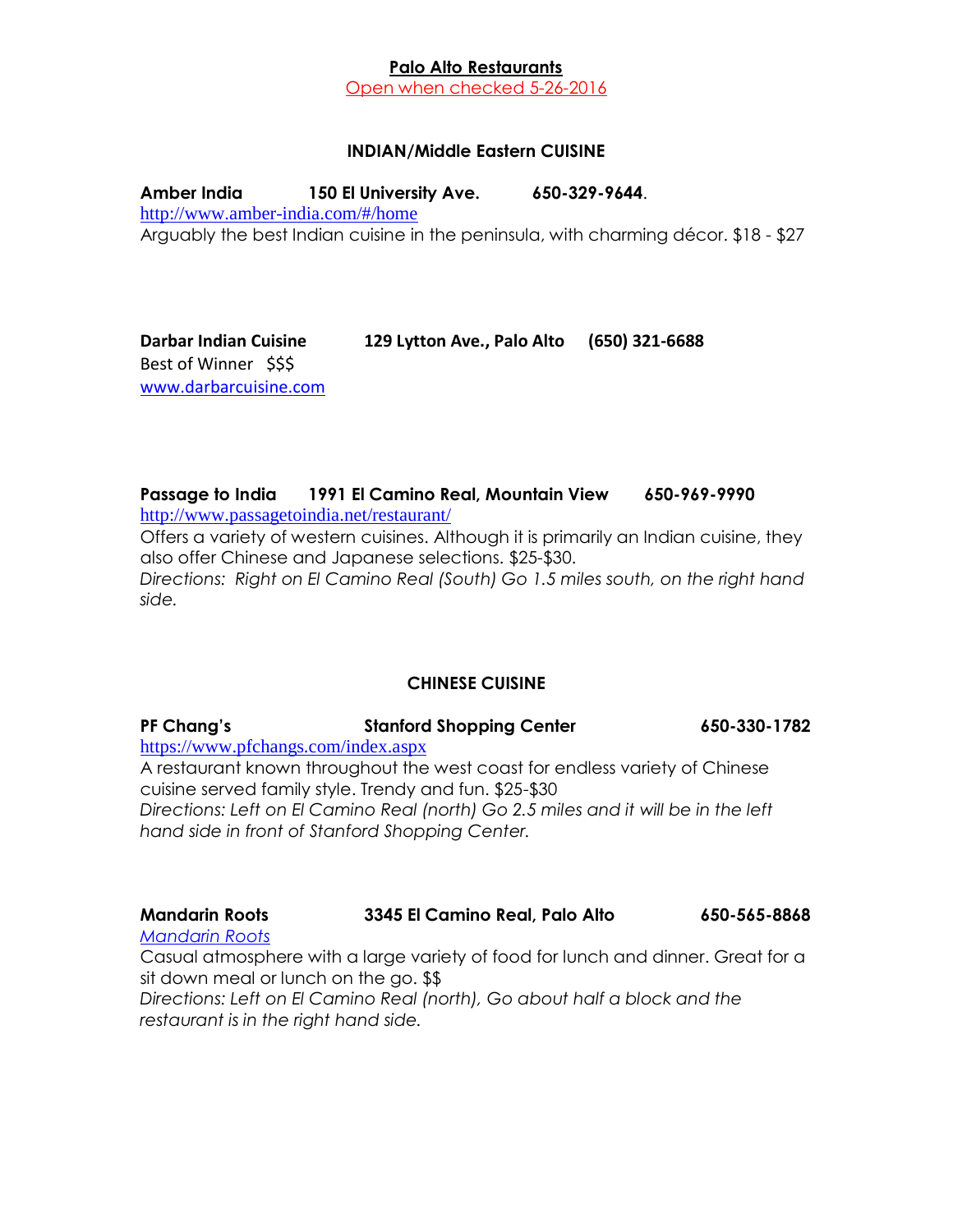# Palo Alto Restaurants

Open when checked 5-26-2016

## INDIAN/Middle Eastern CUISINE

**Amber India** **150 El University Ave.** **650-329-9644**.

http://www.amber-india.com/#/home

Arguably the best Indian cuisine in the peninsula, with charming décor. $18 - $27

**Darbar Indian Cuisine** **129 Lytton Ave., Palo Alto** **(650) 321-6688**

Best of Winner $$$

www.darbarcuisine.com

**Passage to India** **1991 El Camino Real, Mountain View** **650-969-9990**

http://www.passagetoindia.net/restaurant/

Offers a variety of western cuisines. Although it is primarily an Indian cuisine, they also offer Chinese and Japanese selections. $25-$30.

*Directions: Right on El Camino Real (South) Go 1.5 miles south, on the right hand side.*

## CHINESE CUISINE

**PF Chang's** **Stanford Shopping Center** **650-330-1782**

https://www.pfchangs.com/index.aspx

A restaurant known throughout the west coast for endless variety of Chinese cuisine served family style. Trendy and fun. $25-$30

*Directions: Left on El Camino Real (north) Go 2.5 miles and it will be in the left hand side in front of Stanford Shopping Center.*

**Mandarin Roots** **3345 El Camino Real, Palo Alto** **650-565-8868**

*Mandarin Roots*

Casual atmosphere with a large variety of food for lunch and dinner. Great for a sit down meal or lunch on the go. $$

*Directions: Left on El Camino Real (north), Go about half a block and the restaurant is in the right hand side.*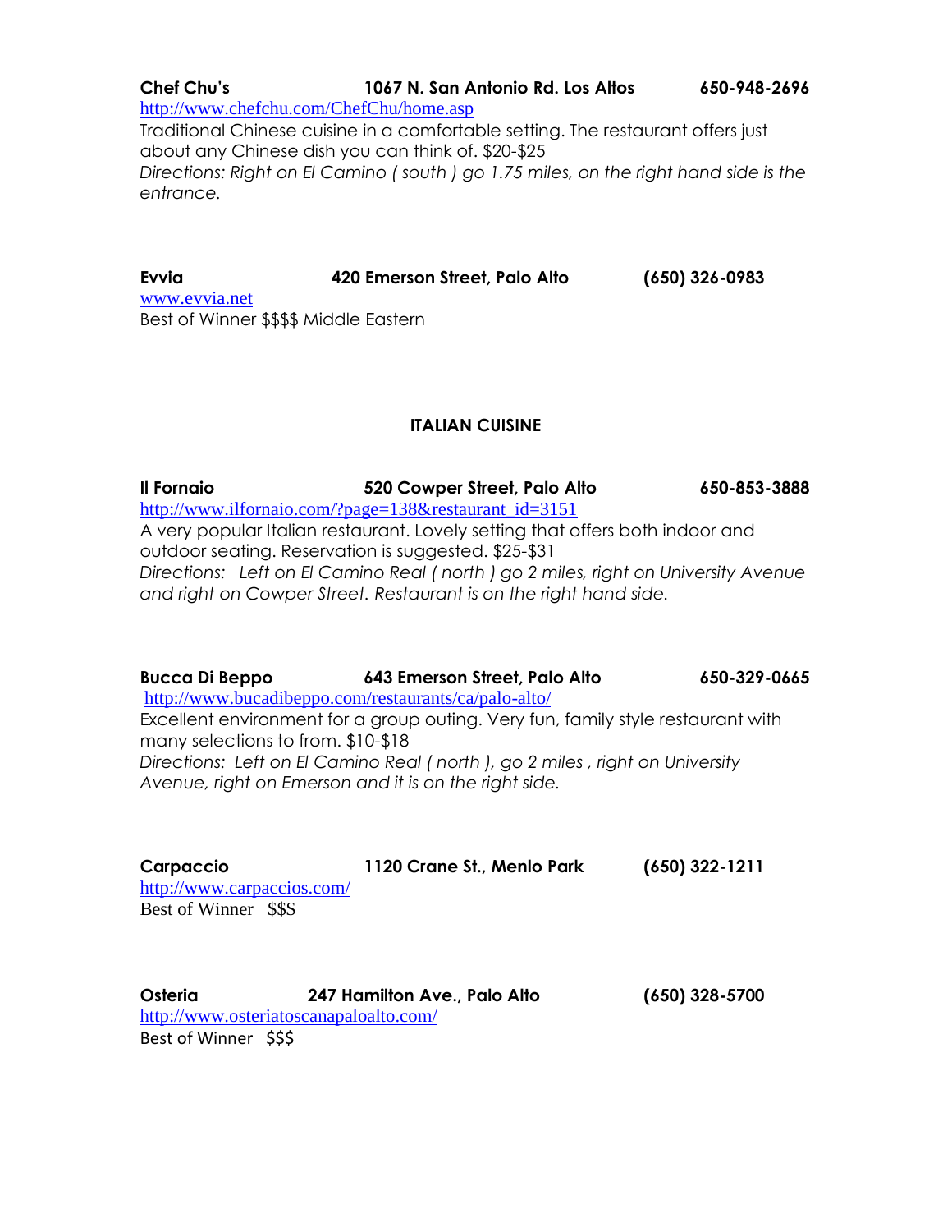**Chef Chu's** **1067 N. San Antonio Rd. Los Altos** **650-948-2696**
http://www.chefchu.com/ChefChu/home.asp
Traditional Chinese cuisine in a comfortable setting. The restaurant offers just about any Chinese dish you can think of. $20-$25
*Directions: Right on El Camino ( south ) go 1.75 miles, on the right hand side is the entrance.*

**Evvia** **420 Emerson Street, Palo Alto** **(650) 326-0983**
www.evvia.net
Best of Winner $$$$ Middle Eastern

## ITALIAN CUISINE

**Il Fornaio** **520 Cowper Street, Palo Alto** **650-853-3888**
http://www.ilfornaio.com/?page=138&restaurant_id=3151
A very popular Italian restaurant. Lovely setting that offers both indoor and outdoor seating. Reservation is suggested. $25-$31
*Directions: Left on El Camino Real ( north ) go 2 miles, right on University Avenue and right on Cowper Street. Restaurant is on the right hand side.*

**Bucca Di Beppo** **643 Emerson Street, Palo Alto** **650-329-0665**
http://www.bucadibeppo.com/restaurants/ca/palo-alto/
Excellent environment for a group outing. Very fun, family style restaurant with many selections to from. $10-$18
*Directions: Left on El Camino Real ( north ), go 2 miles , right on University Avenue, right on Emerson and it is on the right side.*

**Carpaccio** **1120 Crane St., Menlo Park** **(650) 322-1211**
http://www.carpaccios.com/
Best of Winner $$$

**Osteria** **247 Hamilton Ave., Palo Alto** **(650) 328-5700**
http://www.osteriatoscanapaloalto.com/
Best of Winner $$$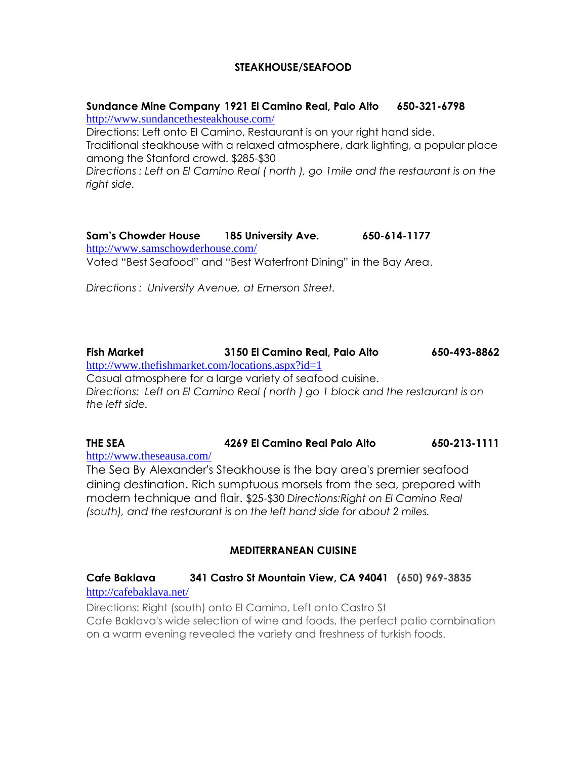## STEAKHOUSE/SEAFOOD

**Sundance Mine Company 1921 El Camino Real, Palo Alto 650-321-6798**
http://www.sundancethesteakhouse.com/
Directions: Left onto El Camino, Restaurant is on your right hand side.
Traditional steakhouse with a relaxed atmosphere, dark lighting, a popular place among the Stanford crowd. $285-$30
*Directions : Left on El Camino Real ( north ), go 1mile and the restaurant is on the right side.*

**Sam's Chowder House 185 University Ave. 650-614-1177**
http://www.samschowderhouse.com/
Voted "Best Seafood" and "Best Waterfront Dining" in the Bay Area.

*Directions : University Avenue, at Emerson Street.*

**Fish Market 3150 El Camino Real, Palo Alto 650-493-8862**
http://www.thefishmarket.com/locations.aspx?id=1
Casual atmosphere for a large variety of seafood cuisine.
*Directions: Left on El Camino Real ( north ) go 1 block and the restaurant is on the left side.*

**THE SEA 4269 El Camino Real Palo Alto 650-213-1111**
http://www.theseausa.com/
The Sea By Alexander's Steakhouse is the bay area's premier seafood dining destination. Rich sumptuous morsels from the sea, prepared with modern technique and flair. $25-$30 *Directions:Right on El Camino Real (south), and the restaurant is on the left hand side for about 2 miles.*

## MEDITERRANEAN CUISINE

**Cafe Baklava 341 Castro St Mountain View, CA 94041 (650) 969-3835**
http://cafebaklava.net/
Directions: Right (south) onto El Camino, Left onto Castro St
Cafe Baklava's wide selection of wine and foods, the perfect patio combination on a warm evening revealed the variety and freshness of turkish foods.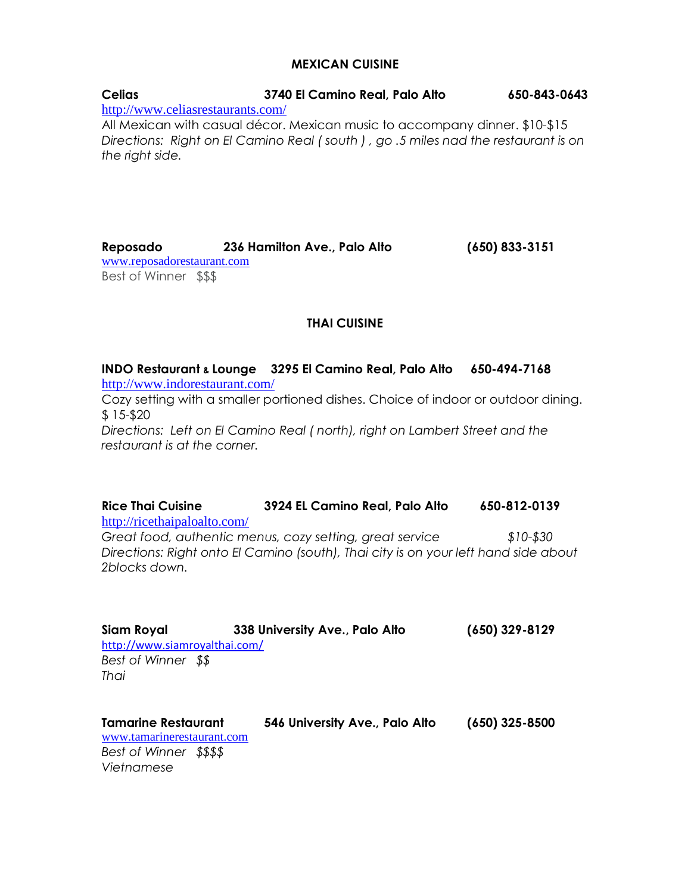## MEXICAN CUISINE

**Celias** **3740 El Camino Real, Palo Alto** **650-843-0643**
http://www.celiasrestaurants.com/
All Mexican with casual décor. Mexican music to accompany dinner. $10-$15
*Directions: Right on El Camino Real ( south ) , go .5 miles nad the restaurant is on the right side.*

**Reposado** **236 Hamilton Ave., Palo Alto** **(650) 833-3151**
www.reposadorestaurant.com
Best of Winner $$$

## THAI CUISINE

**INDO Restaurant & Lounge** **3295 El Camino Real, Palo Alto** **650-494-7168**
http://www.indorestaurant.com/
Cozy setting with a smaller portioned dishes. Choice of indoor or outdoor dining. $ 15-$20
*Directions: Left on El Camino Real ( north), right on Lambert Street and the restaurant is at the corner.*

**Rice Thai Cuisine** **3924 EL Camino Real, Palo Alto** **650-812-0139**
http://ricethaipaloalto.com/
*Great food, authentic menus, cozy setting, great service $10-$30*
*Directions: Right onto El Camino (south), Thai city is on your left hand side about 2blocks down.*

**Siam Royal** **338 University Ave., Palo Alto** **(650) 329-8129**
http://www.siamroyalthai.com/
*Best of Winner $$*
*Thai*

**Tamarine Restaurant** **546 University Ave., Palo Alto** **(650) 325-8500**
www.tamarinerestaurant.com
*Best of Winner $$$$*
*Vietnamese*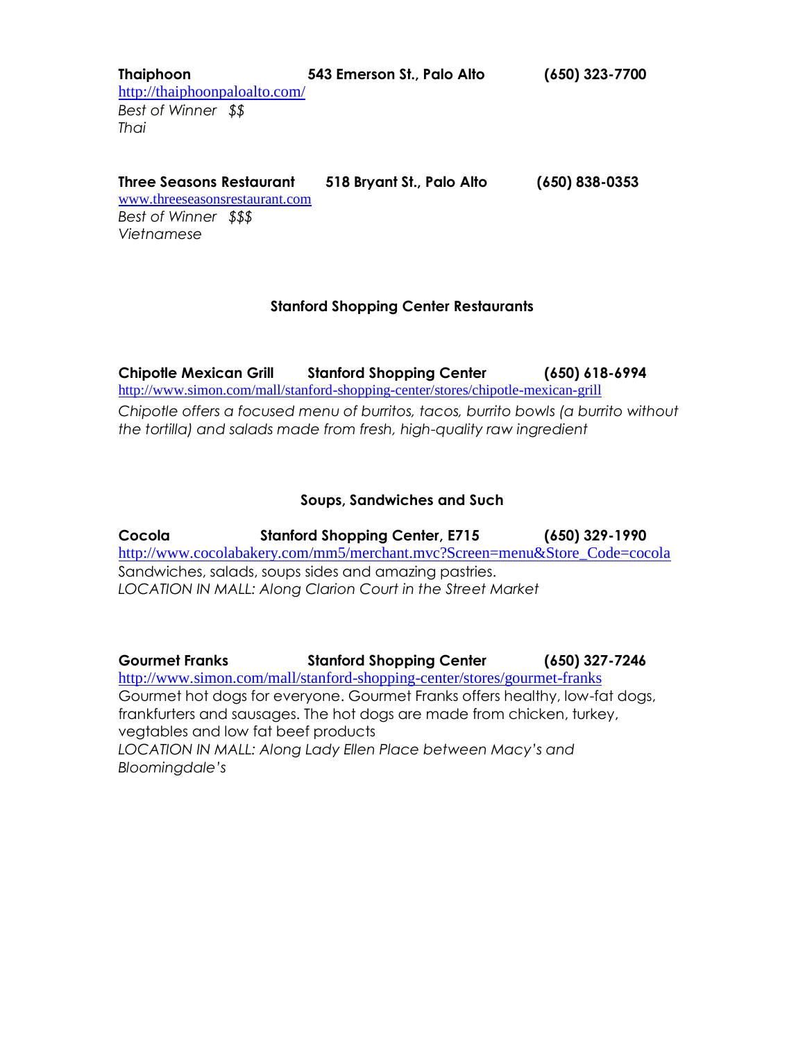**Thaiphoon** 543 Emerson St., Palo Alto (650) 323-7700
http://thaiphoonpaloalto.com/
*Best of Winner $$*
*Thai*

**Three Seasons Restaurant** 518 Bryant St., Palo Alto (650) 838-0353
www.threeseasonsrestaurant.com
*Best of Winner $$$*
*Vietnamese*

## Stanford Shopping Center Restaurants

**Chipotle Mexican Grill** Stanford Shopping Center (650) 618-6994
http://www.simon.com/mall/stanford-shopping-center/stores/chipotle-mexican-grill
*Chipotle offers a focused menu of burritos, tacos, burrito bowls (a burrito without the tortilla) and salads made from fresh, high-quality raw ingredient*

## Soups, Sandwiches and Such

**Cocola** Stanford Shopping Center, E715 (650) 329-1990
http://www.cocolabakery.com/mm5/merchant.mvc?Screen=menu&Store_Code=cocola
Sandwiches, salads, soups sides and amazing pastries.
*LOCATION IN MALL: Along Clarion Court in the Street Market*

**Gourmet Franks** Stanford Shopping Center (650) 327-7246
http://www.simon.com/mall/stanford-shopping-center/stores/gourmet-franks
Gourmet hot dogs for everyone. Gourmet Franks offers healthy, low-fat dogs, frankfurters and sausages. The hot dogs are made from chicken, turkey, vegtables and low fat beef products
*LOCATION IN MALL: Along Lady Ellen Place between Macy's and Bloomingdale's*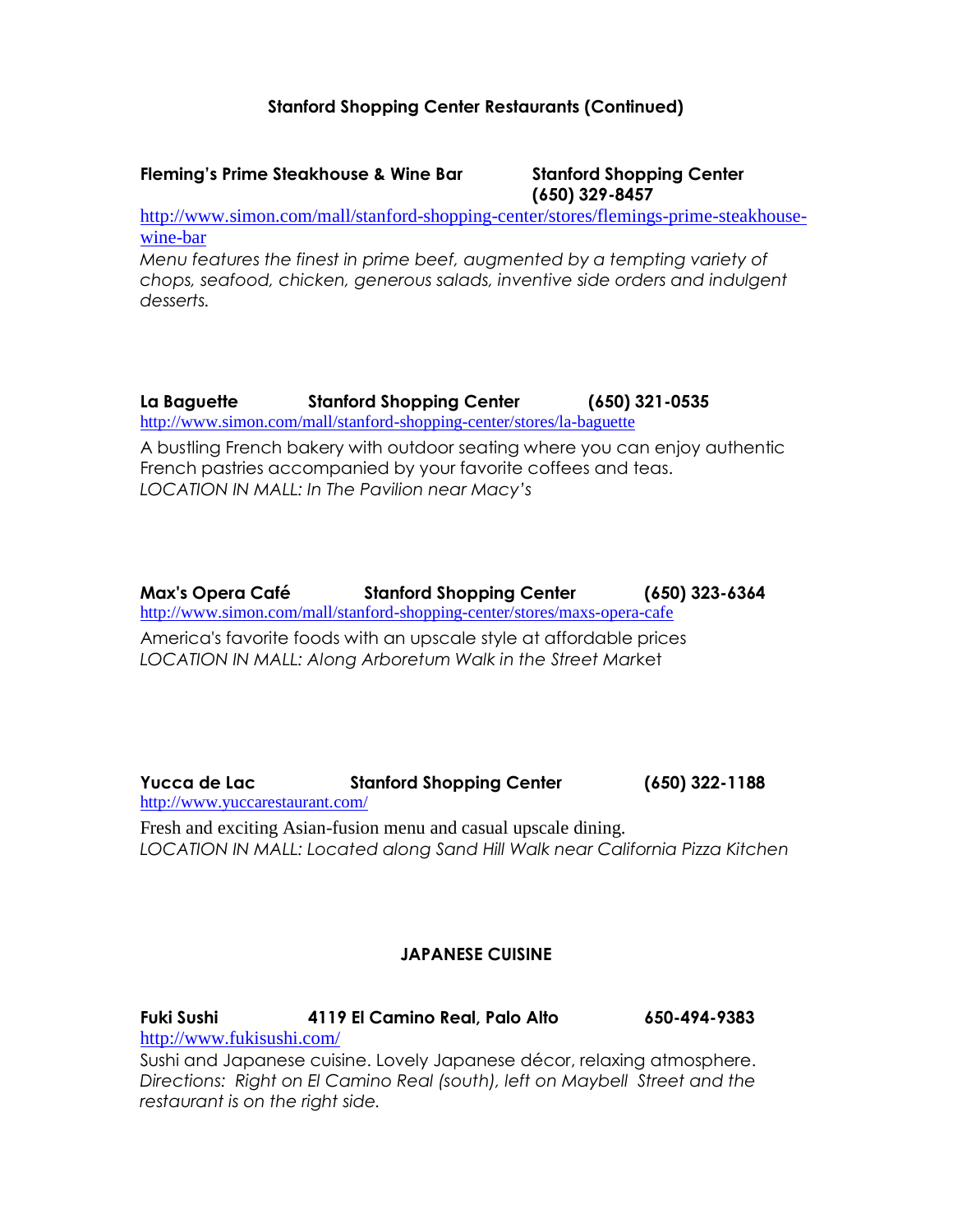## Stanford Shopping Center Restaurants (Continued)

**Fleming's Prime Steakhouse & Wine Bar** **Stanford Shopping Center** **(650) 329-8457**

http://www.simon.com/mall/stanford-shopping-center/stores/flemings-prime-steakhouse-wine-bar

*Menu features the finest in prime beef, augmented by a tempting variety of chops, seafood, chicken, generous salads, inventive side orders and indulgent desserts.*

**La Baguette** **Stanford Shopping Center** **(650) 321-0535**

http://www.simon.com/mall/stanford-shopping-center/stores/la-baguette

A bustling French bakery with outdoor seating where you can enjoy authentic French pastries accompanied by your favorite coffees and teas.
*LOCATION IN MALL: In The Pavilion near Macy's*

**Max's Opera Café** **Stanford Shopping Center** **(650) 323-6364**

http://www.simon.com/mall/stanford-shopping-center/stores/maxs-opera-cafe

America's favorite foods with an upscale style at affordable prices
*LOCATION IN MALL: Along Arboretum Walk in the Street Market*

**Yucca de Lac** **Stanford Shopping Center** **(650) 322-1188**

http://www.yuccarestaurant.com/

Fresh and exciting Asian-fusion menu and casual upscale dining.
*LOCATION IN MALL: Located along Sand Hill Walk near California Pizza Kitchen*

## JAPANESE CUISINE

**Fuki Sushi** **4119 El Camino Real, Palo Alto** **650-494-9383**

http://www.fukisushi.com/

Sushi and Japanese cuisine. Lovely Japanese décor, relaxing atmosphere.
*Directions: Right on El Camino Real (south), left on Maybell Street and the restaurant is on the right side.*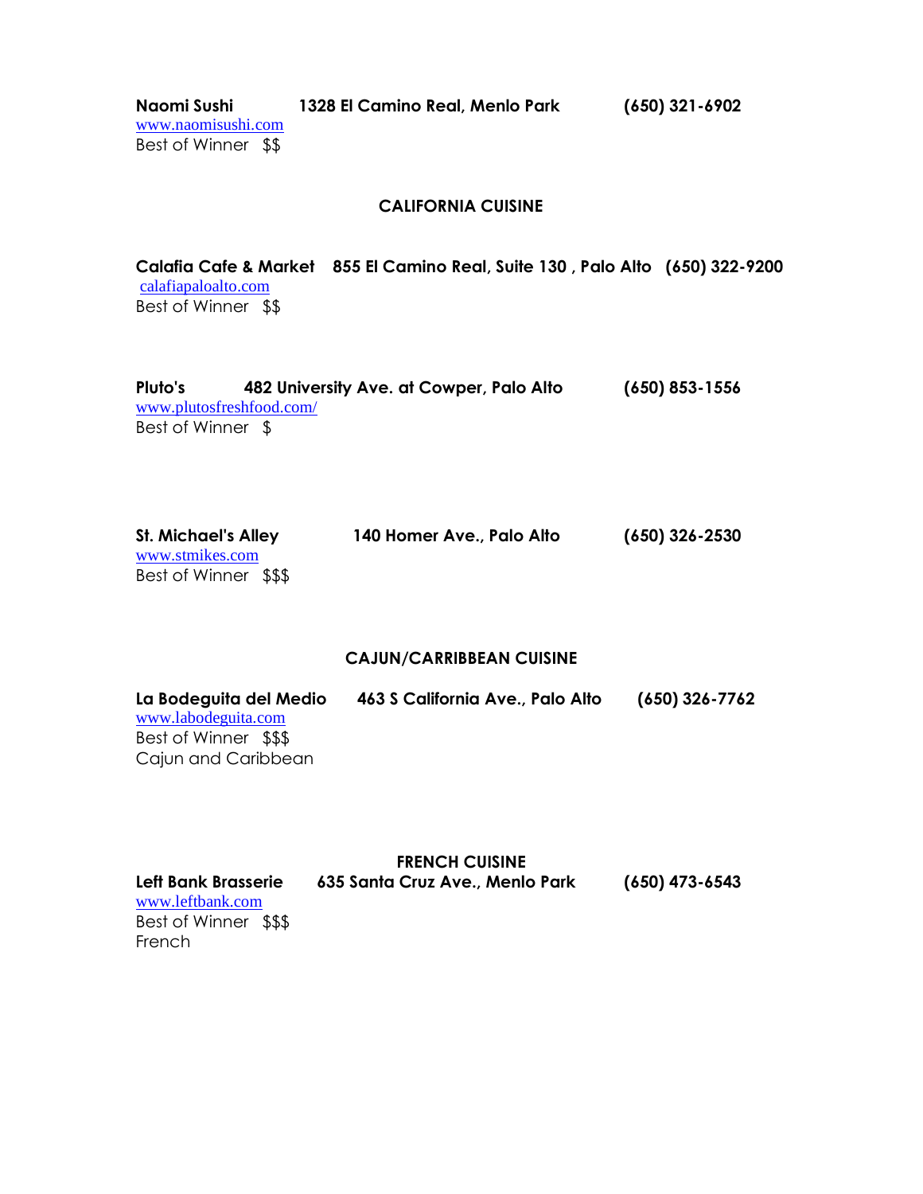**Naomi Sushi** **1328 El Camino Real, Menlo Park** **(650) 321-6902**
www.naomisushi.com
Best of Winner $$

## CALIFORNIA CUISINE

**Calafia Cafe & Market** **855 El Camino Real, Suite 130 , Palo Alto** **(650) 322-9200**
calafiapaloalto.com
Best of Winner $$

**Pluto's** **482 University Ave. at Cowper, Palo Alto** **(650) 853-1556**
www.plutosfreshfood.com/
Best of Winner $

**St. Michael's Alley** **140 Homer Ave., Palo Alto** **(650) 326-2530**
www.stmikes.com
Best of Winner $$$

## CAJUN/CARRIBBEAN CUISINE

**La Bodeguita del Medio** **463 S California Ave., Palo Alto** **(650) 326-7762**
www.labodeguita.com
Best of Winner $$$
Cajun and Caribbean

## FRENCH CUISINE

**Left Bank Brasserie** **635 Santa Cruz Ave., Menlo Park** **(650) 473-6543**
www.leftbank.com
Best of Winner $$$
French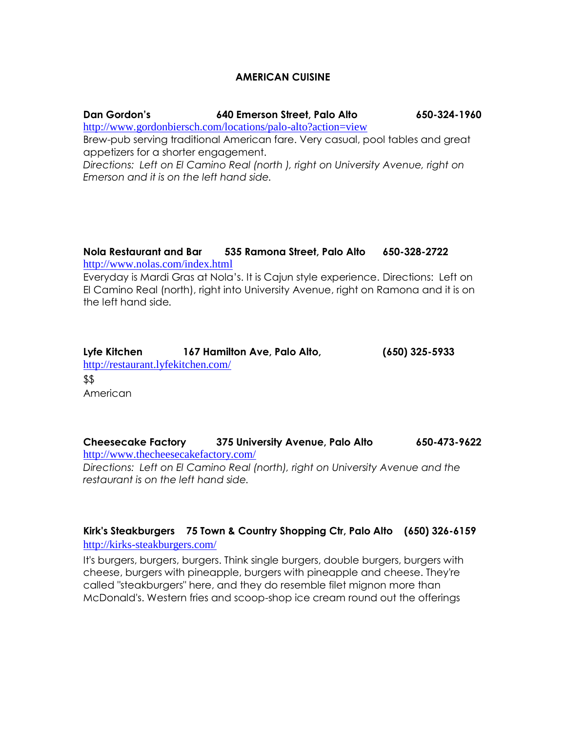## AMERICAN CUISINE

**Dan Gordon's** **640 Emerson Street, Palo Alto** **650-324-1960**
http://www.gordonbiersch.com/locations/palo-alto?action=view
Brew-pub serving traditional American fare. Very casual, pool tables and great appetizers for a shorter engagement.
*Directions: Left on El Camino Real (north ), right on University Avenue, right on Emerson and it is on the left hand side.*

**Nola Restaurant and Bar** **535 Ramona Street, Palo Alto** **650-328-2722**
http://www.nolas.com/index.html
Everyday is Mardi Gras at Nola's. It is Cajun style experience. Directions: Left on El Camino Real (north), right into University Avenue, right on Ramona and it is on the left hand side.

**Lyfe Kitchen** **167 Hamilton Ave, Palo Alto,** **(650) 325-5933**
http://restaurant.lyfekitchen.com/
$$
American

**Cheesecake Factory** **375 University Avenue, Palo Alto** **650-473-9622**
http://www.thecheesecakefactory.com/
*Directions: Left on El Camino Real (north), right on University Avenue and the restaurant is on the left hand side.*

**Kirk's Steakburgers** **75 Town & Country Shopping Ctr, Palo Alto** **(650) 326-6159**
http://kirks-steakburgers.com/
It's burgers, burgers, burgers. Think single burgers, double burgers, burgers with cheese, burgers with pineapple, burgers with pineapple and cheese. They're called "steakburgers" here, and they do resemble filet mignon more than McDonald's. Western fries and scoop-shop ice cream round out the offerings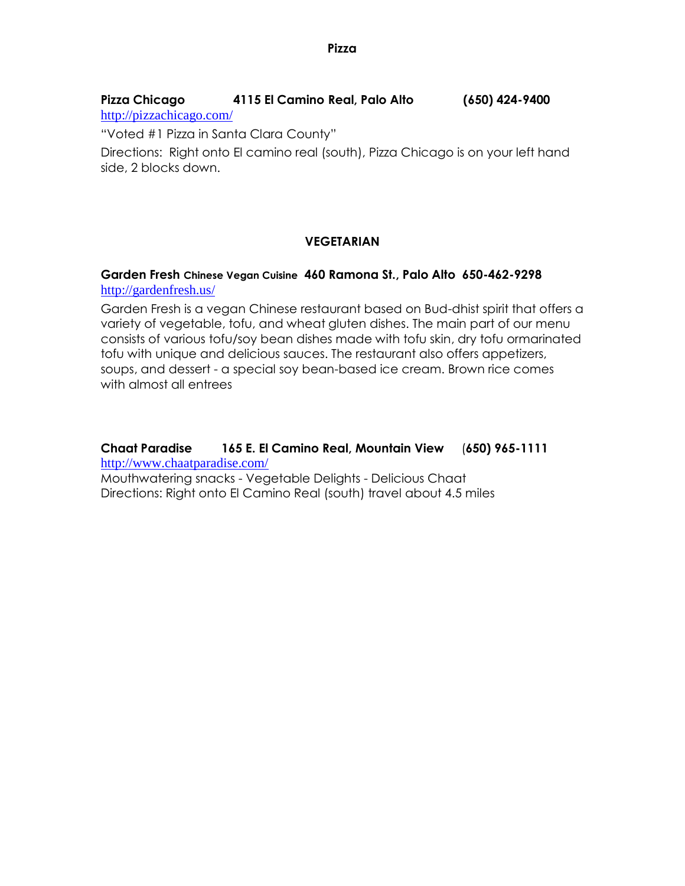## Pizza

**Pizza Chicago** **4115 El Camino Real, Palo Alto** **(650) 424-9400**
http://pizzachicago.com/

"Voted #1 Pizza in Santa Clara County"

Directions: Right onto El camino real (south), Pizza Chicago is on your left hand side, 2 blocks down.

## VEGETARIAN

**Garden Fresh Chinese Vegan Cuisine 460 Ramona St., Palo Alto 650-462-9298**
http://gardenfresh.us/

Garden Fresh is a vegan Chinese restaurant based on Bud-dhist spirit that offers a variety of vegetable, tofu, and wheat gluten dishes. The main part of our menu consists of various tofu/soy bean dishes made with tofu skin, dry tofu ormarinated tofu with unique and delicious sauces. The restaurant also offers appetizers, soups, and dessert - a special soy bean-based ice cream. Brown rice comes with almost all entrees

**Chaat Paradise** **165 E. El Camino Real, Mountain View** **(650) 965-1111**
http://www.chaatparadise.com/
Mouthwatering snacks - Vegetable Delights - Delicious Chaat
Directions: Right onto El Camino Real (south) travel about 4.5 miles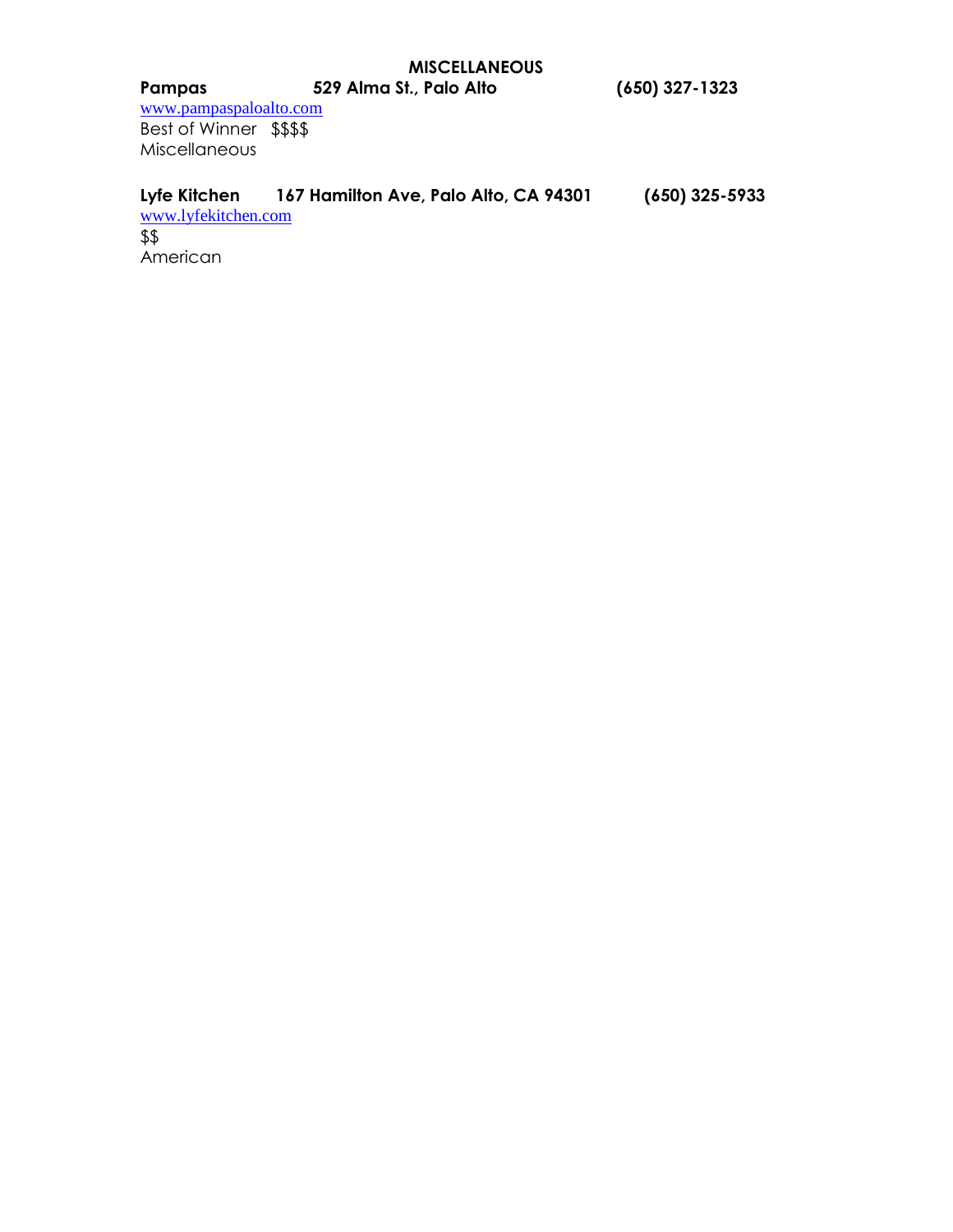## MISCELLANEOUS

**Pampas** **529 Alma St., Palo Alto** **(650) 327-1323**
www.pampaspaloalto.com
Best of Winner $$$$
Miscellaneous

**Lyfe Kitchen** **167 Hamilton Ave, Palo Alto, CA 94301** **(650) 325-5933**
www.lyfekitchen.com
$$
American